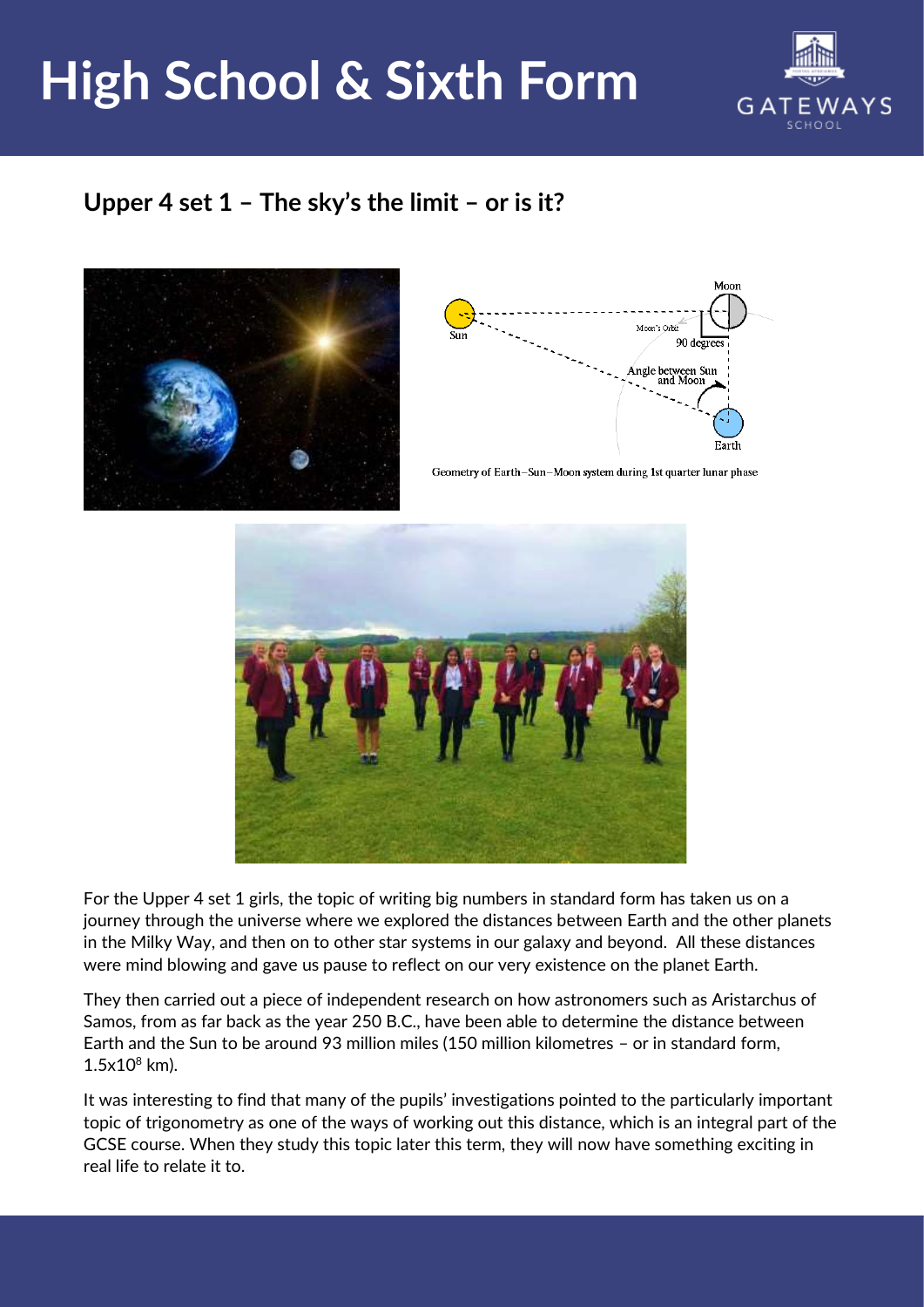# High School & Sixth Form

## Upper 4 set 1 – The sky's the limit – or is it?

Geometry of Earth–Sun–Moon system during 1st quarter lunar phase

For the Upper 4 set 1 girls, the topic of writing big numbers in standard form has taken us on a journey through the universe where we explored the distances between Earth and the other planets in the Milky Way, and then on to other star systems in our galaxy and beyond. All these distances were mind blowing and gave us pause to reflect on our very existence on the planet Earth.

They then carried out a piece of independent research on how astronomers such as Aristarchus of Samos, from as far back as the year 250 B.C., have been able to determine the distance between Earth and the Sun to be around 93 million miles (150 million kilometres – or in standard form, $1.5 \times 10^8$ km).

It was interesting to find that many of the pupils' investigations pointed to the particularly important topic of trigonometry as one of the ways of working out this distance, which is an integral part of the GCSE course. When they study this topic later this term, they will now have something exciting in real life to relate it to.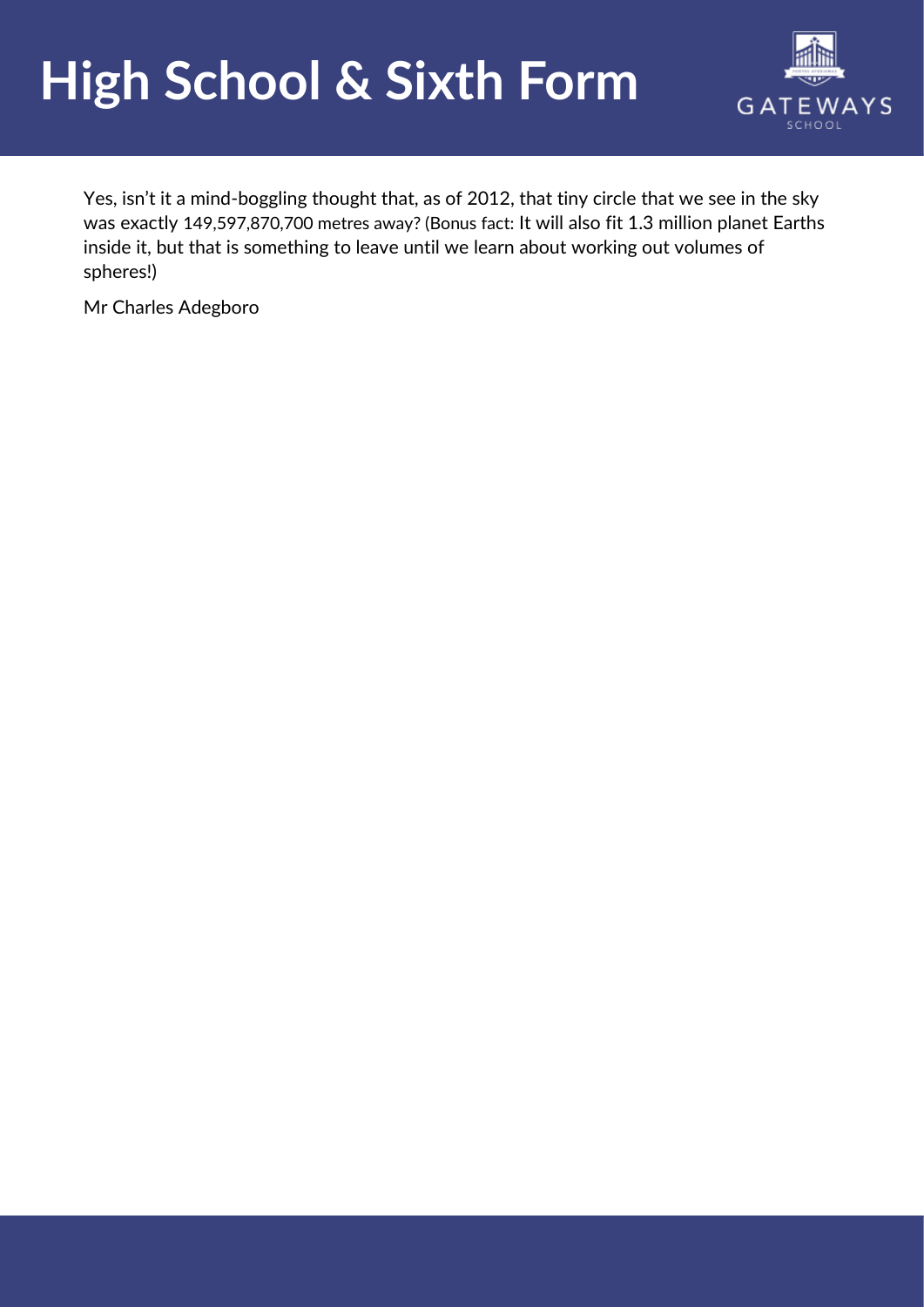Yes, isn't it a mind-boggling thought that, as of 2012, that tiny circle that we see in the sky was exactly 149,597,870,700 metres away? (Bonus fact: It will also fit 1.3 million planet Earths inside it, but that is something to leave until we learn about working out volumes of spheres!)

Mr Charles Adegboro